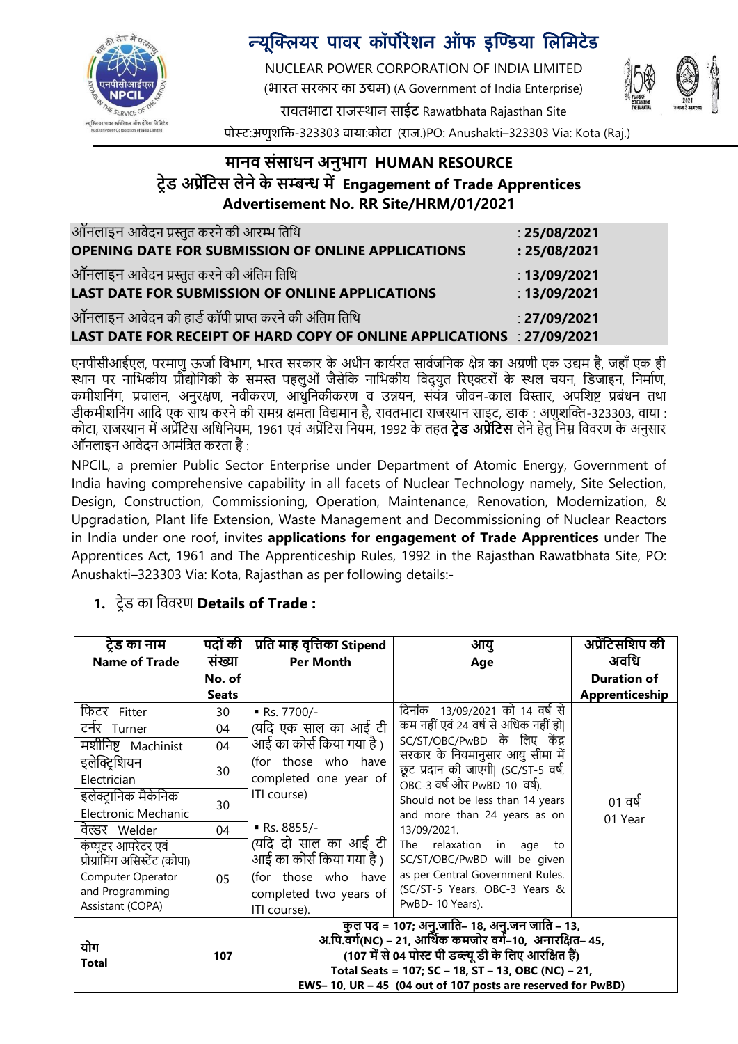# न्यूक्लियर पावर कॉर्पोरेशन ऑफ इण्डिया लिमिटेड

NUCLEAR POWER CORPORATION OF INDIA LIMITED

(भारत सरकार का उद्यम) (A Government of India Enterprise)

रावतभाटा राजस्थान साईट Rawatbhata Rajasthan Site

पोस्ट:अणुशक्ति-323303 वाया:कोटा (राज.)PO: Anushakti–323303 Via: Kota (Raj.)

## मानव संसाधन अनुभाग HUMAN RESOURCE
## ट्रेड अप्रेंटिस लेने के सम्बन्ध में Engagement of Trade Apprentices
## Advertisement No. RR Site/HRM/01/2021

| | |
|---|---|
| ऑनलाइन आवेदन प्रस्तुत करने की आरम्भ तिथि | : **25/08/2021** |
| **OPENING DATE FOR SUBMISSION OF ONLINE APPLICATIONS** | **: 25/08/2021** |
| ऑनलाइन आवेदन प्रस्तुत करने की अंतिम तिथि | : **13/09/2021** |
| **LAST DATE FOR SUBMISSION OF ONLINE APPLICATIONS** | : **13/09/2021** |
| ऑनलाइन आवेदन की हार्ड कॉपी प्राप्त करने की अंतिम तिथि | : **27/09/2021** |
| **LAST DATE FOR RECEIPT OF HARD COPY OF ONLINE APPLICATIONS** | : **27/09/2021** |

एनपीसीआईएल, परमाणु ऊर्जा विभाग, भारत सरकार के अधीन कार्यरत सार्वजनिक क्षेत्र का अग्रणी एक उद्यम है, जहाँ एक ही स्थान पर नाभिकीय प्रौद्योगिकी के समस्त पहलुओं जैसेकि नाभिकीय विद्युत रिएक्टरों के स्थल चयन, डिजाइन, निर्माण, कमीशनिंग, प्रचालन, अनुरक्षण, नवीकरण, आधुनिकीकरण व उन्नयन, संयंत्र जीवन-काल विस्तार, अपशिष्ट प्रबंधन तथा डीकमीशनिंग आदि एक साथ करने की समग्र क्षमता विद्यमान है, रावतभाटा राजस्थान साइट, डाक : अणुशक्ति-323303, वाया : कोटा, राजस्थान में अप्रेंटिस अधिनियम, 1961 एवं अप्रेंटिस नियम, 1992 के तहत **ट्रेड अप्रेंटिस** लेने हेतु निम्न विवरण के अनुसार ऑनलाइन आवेदन आमंत्रित करता है :

NPCIL, a premier Public Sector Enterprise under Department of Atomic Energy, Government of India having comprehensive capability in all facets of Nuclear Technology namely, Site Selection, Design, Construction, Commissioning, Operation, Maintenance, Renovation, Modernization, & Upgradation, Plant life Extension, Waste Management and Decommissioning of Nuclear Reactors in India under one roof, invites **applications for engagement of Trade Apprentices** under The Apprentices Act, 1961 and The Apprenticeship Rules, 1992 in the Rajasthan Rawatbhata Site, PO: Anushakti–323303 Via: Kota, Rajasthan as per following details:-

1. ट्रेड का विवरण **Details of Trade :**

| ट्रेड का नाम **Name of Trade** | पदों की संख्या **No. of Seats** | प्रति माह वृत्तिका **Stipend Per Month** | आयु **Age** | अप्रेंटिसशिप की अवधि **Duration of Apprenticeship** |
|---|---|---|---|---|
| फिटर Fitter | 30 | ▪ Rs. 7700/- (यदि एक साल का आई टी आई का कोर्स किया गया है ) (for those who have completed one year of ITI course) ▪ Rs. 8855/- (यदि दो साल का आई टी आई का कोर्स किया गया है ) (for those who have completed two years of ITI course). | दिनांक 13/09/2021 को 14 वर्ष से कम नहीं एवं 24 वर्ष से अधिक नहीं हो। SC/ST/OBC/PwBD के लिए केंद्र सरकार के नियमानुसार आयु सीमा में छूट प्रदान की जाएगी। (SC/ST-5 वर्ष, OBC-3 वर्ष और PwBD-10 वर्ष). Should not be less than 14 years and more than 24 years as on 13/09/2021. The relaxation in age to SC/ST/OBC/PwBD will be given as per Central Government Rules. (SC/ST-5 Years, OBC-3 Years & PwBD- 10 Years). | 01 वर्ष 01 Year |
| टर्नर Turner | 04 | | | |
| मशीनिष्ट Machinist | 04 | | | |
| इलेक्ट्रिशियन Electrician | 30 | | | |
| इलेक्ट्रानिक मैकेनिक Electronic Mechanic | 30 | | | |
| वेल्डर Welder | 04 | | | |
| कंप्यूटर आपरेटर एवं प्रोग्रामिंग असिस्टेंट (कोपा) Computer Operator and Programming Assistant (COPA) | 05 | | | |
| योग **Total** | **107** | **कुल पद = 107; अनु.जाति– 18, अनु.जन जाति – 13, अ.पि.वर्ग(NC) – 21, आर्थिक कमजोर वर्ग–10, अनारक्षित– 45, (107 में से 04 पोस्ट पी डब्ल्यू डी के लिए आरक्षित हैं) Total Seats = 107; SC – 18, ST – 13, OBC (NC) – 21, EWS– 10, UR – 45 (04 out of 107 posts are reserved for PwBD)** | | |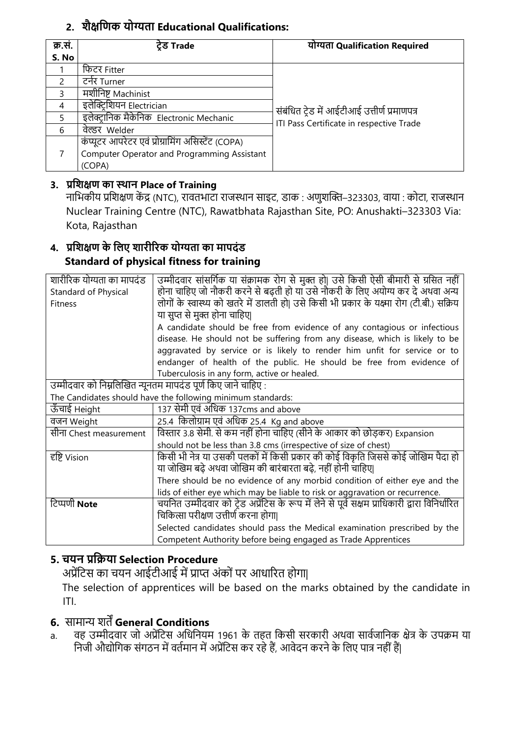## 2. शैक्षणिक योग्यता Educational Qualifications:

| क्र.सं. S. No | ट्रेड Trade | योग्यता Qualification Required |
|---|---|---|
| 1 | फिटर Fitter | संबंधित ट्रेड में आईटीआई उत्तीर्ण प्रमाणपत्र ITI Pass Certificate in respective Trade |
| 2 | टर्नर Turner | |
| 3 | मशीनिष्ट Machinist | |
| 4 | इलेक्ट्रिशियन Electrician | |
| 5 | इलेक्ट्रानिक मैकेनिक Electronic Mechanic | |
| 6 | वेल्डर Welder | |
| 7 | कंप्यूटर आपरेटर एवं प्रोग्रामिंग असिस्टेंट (COPA) Computer Operator and Programming Assistant (COPA) | |

## 3. प्रशिक्षण का स्थान Place of Training

नाभिकीय प्रशिक्षण केंद्र (NTC), रावतभाटा राजस्थान साइट, डाक : अणुशक्ति–323303, वाया : कोटा, राजस्थान
Nuclear Training Centre (NTC), Rawatbhata Rajasthan Site, PO: Anushakti–323303 Via: Kota, Rajasthan

## 4. प्रशिक्षण के लिए शारीरिक योग्यता का मापदंड Standard of physical fitness for training

| शारीरिक योग्यता का मापदंड Standard of Physical Fitness | उम्मीदवार सांसर्गिक या संक्रामक रोग से मुक्त हो। उसे किसी ऐसी बीमारी से ग्रसित नहीं होना चाहिए जो नौकरी करने से बढ़ती हो या उसे नौकरी के लिए अयोग्य कर दे अथवा अन्य लोगों के स्वास्थ्य को खतरे में डालती हो। उसे किसी भी प्रकार के यक्ष्मा रोग (टी.बी.) सक्रिय या सुप्त से मुक्त होना चाहिए। A candidate should be free from evidence of any contagious or infectious disease. He should not be suffering from any disease, which is likely to be aggravated by service or is likely to render him unfit for service or to endanger of health of the public. He should be free from evidence of Tuberculosis in any form, active or healed. |
|---|---|
| उम्मीदवार को निम्नलिखित न्यूनतम मापदंड पूर्ण किए जाने चाहिए : The Candidates should have the following minimum standards: | |
| ऊँचाई Height | 137 सेमी एवं अधिक 137cms and above |
| वजन Weight | 25.4 किलोग्राम एवं अधिक 25.4 Kg and above |
| सीना Chest measurement | विस्तार 3.8 सेमी. से कम नहीं होना चाहिए (सीने के आकार को छोड़कर) Expansion should not be less than 3.8 cms (irrespective of size of chest) |
| दृष्टि Vision | किसी भी नेत्र या उसकी पलकों में किसी प्रकार की कोई विकृति जिससे कोई जोखिम पैदा हो या जोखिम बढ़े अथवा जोखिम की बारंबारता बढ़े, नहीं होनी चाहिए। There should be no evidence of any morbid condition of either eye and the lids of either eye which may be liable to risk or aggravation or recurrence. |
| टिप्पणी **Note** | चयनित उम्मीदवार को ट्रेड अप्रेंटिस के रूप में लेने से पूर्व सक्षम प्राधिकारी द्वारा विनिर्धारित चिकित्सा परीक्षण उत्तीर्ण करना होगा। Selected candidates should pass the Medical examination prescribed by the Competent Authority before being engaged as Trade Apprentices |

## 5. चयन प्रक्रिया Selection Procedure

अप्रेंटिस का चयन आईटीआई में प्राप्त अंकों पर आधारित होगा।
The selection of apprentices will be based on the marks obtained by the candidate in ITI.

## 6. सामान्य शर्तें General Conditions

a. वह उम्मीदवार जो अप्रेंटिस अधिनियम 1961 के तहत किसी सरकारी अथवा सार्वजानिक क्षेत्र के उपक्रम या निजी औद्योगिक संगठन में वर्तमान में अप्रेंटिस कर रहे हैं, आवेदन करने के लिए पात्र नहीं हैं।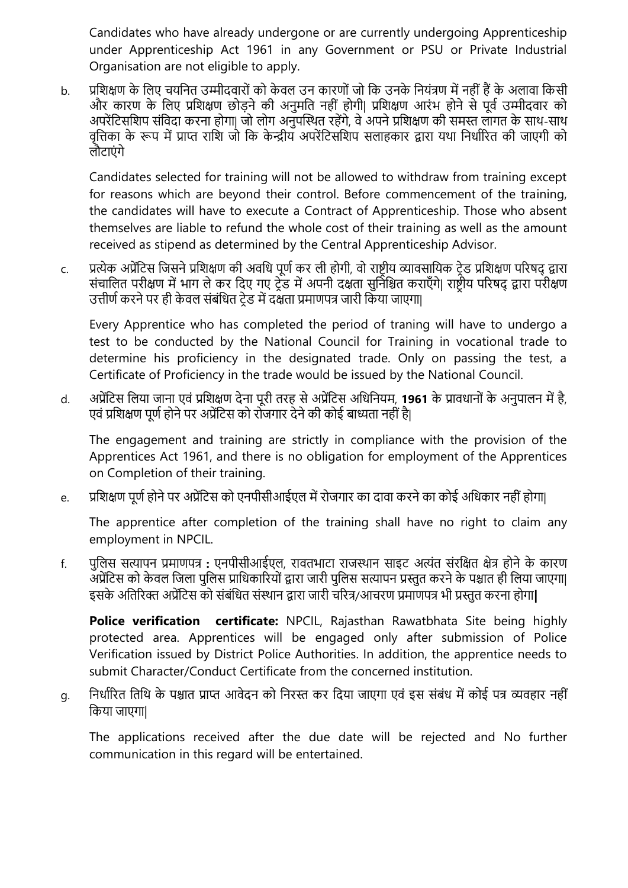Candidates who have already undergone or are currently undergoing Apprenticeship under Apprenticeship Act 1961 in any Government or PSU or Private Industrial Organisation are not eligible to apply.

b. प्रशिक्षण के लिए चयनित उम्मीदवारों को केवल उन कारणों जो कि उनके नियंत्रण में नहीं हैं के अलावा किसी और कारण के लिए प्रशिक्षण छोड़ने की अनुमति नहीं होगी| प्रशिक्षण आरंभ होने से पूर्व उम्मीदवार को अपरेंटिसशिप संविदा करना होगा| जो लोग अनुपस्थित रहेंगे, वे अपने प्रशिक्षण की समस्त लागत के साथ-साथ वृत्तिका के रूप में प्राप्त राशि जो कि केन्द्रीय अपरेंटिसशिप सलाहकार द्वारा यथा निर्धारित की जाएगी को लौटाएंगे

   Candidates selected for training will not be allowed to withdraw from training except for reasons which are beyond their control. Before commencement of the training, the candidates will have to execute a Contract of Apprenticeship. Those who absent themselves are liable to refund the whole cost of their training as well as the amount received as stipend as determined by the Central Apprenticeship Advisor.

c. प्रत्येक अप्रेंटिस जिसने प्रशिक्षण की अवधि पूर्ण कर ली होगी, वो राष्ट्रीय व्यावसायिक ट्रेड प्रशिक्षण परिषद् द्वारा संचालित परीक्षण में भाग ले कर दिए गए ट्रेड में अपनी दक्षता सुनिश्चित कराएँगे| राष्ट्रीय परिषद् द्वारा परीक्षण उत्तीर्ण करने पर ही केवल संबंधित ट्रेड में दक्षता प्रमाणपत्र जारी किया जाएगा|

   Every Apprentice who has completed the period of traning will have to undergo a test to be conducted by the National Council for Training in vocational trade to determine his proficiency in the designated trade. Only on passing the test, a Certificate of Proficiency in the trade would be issued by the National Council.

d. अप्रेंटिस लिया जाना एवं प्रशिक्षण देना पूरी तरह से अप्रेंटिस अधिनियम, **1961** के प्रावधानों के अनुपालन में है, एवं प्रशिक्षण पूर्ण होने पर अप्रेंटिस को रोजगार देने की कोई बाध्यता नहीं है|

   The engagement and training are strictly in compliance with the provision of the Apprentices Act 1961, and there is no obligation for employment of the Apprentices on Completion of their training.

e. प्रशिक्षण पूर्ण होने पर अप्रेंटिस को एनपीसीआईएल में रोजगार का दावा करने का कोई अधिकार नहीं होगा|

   The apprentice after completion of the training shall have no right to claim any employment in NPCIL.

f. पुलिस सत्यापन प्रमाणपत्र **:** एनपीसीआईएल, रावतभाटा राजस्थान साइट अत्यंत संरक्षित क्षेत्र होने के कारण अप्रेंटिस को केवल जिला पुलिस प्राधिकारियों द्वारा जारी पुलिस सत्यापन प्रस्तुत करने के पश्चात ही लिया जाएगा| इसके अतिरिक्त अप्रेंटिस को संबंधित संस्थान द्वारा जारी चरित्र/आचरण प्रमाणपत्र भी प्रस्तुत करना होगा**|**

   **Police verification certificate:** NPCIL, Rajasthan Rawatbhata Site being highly protected area. Apprentices will be engaged only after submission of Police Verification issued by District Police Authorities. In addition, the apprentice needs to submit Character/Conduct Certificate from the concerned institution.

g. निर्धारित तिथि के पश्चात प्राप्त आवेदन को निरस्त कर दिया जाएगा एवं इस संबंध में कोई पत्र व्यवहार नहीं किया जाएगा|

   The applications received after the due date will be rejected and No further communication in this regard will be entertained.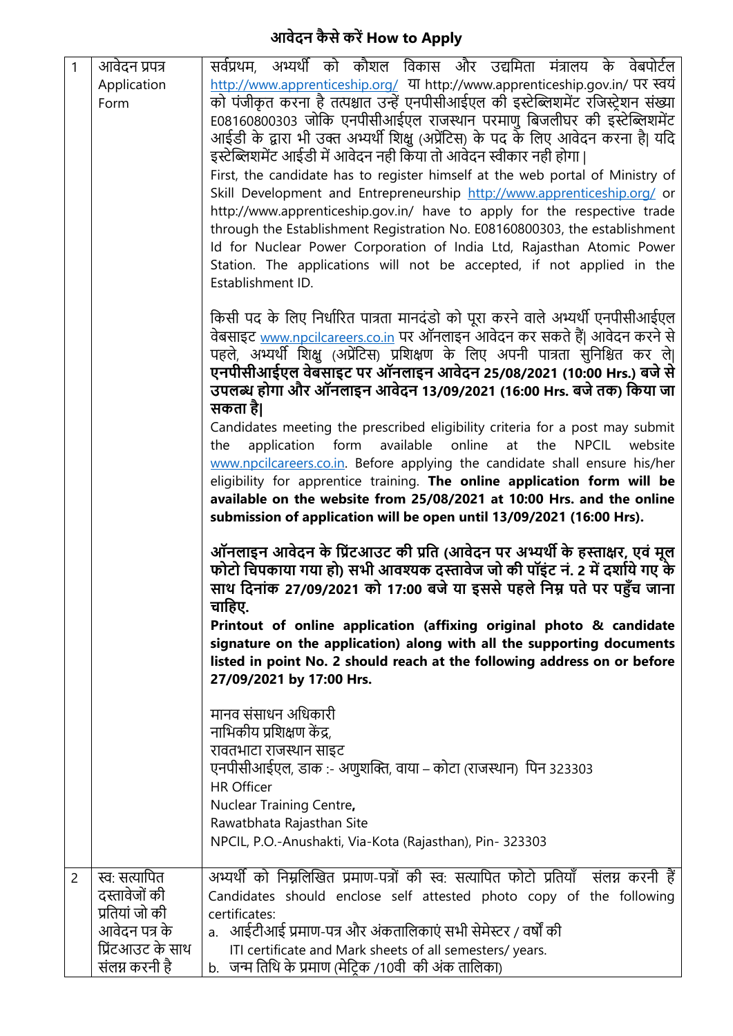# आवेदन कैसे करें How to Apply

| | | |
|---|---|---|
| 1 | आवेदन प्रपत्र<br>Application Form | सर्वप्रथम, अभ्यर्थी को कौशल विकास और उद्यमिता मंत्रालय के वेबपोर्टल http://www.apprenticeship.org/ या http://www.apprenticeship.gov.in/ पर स्वयं को पंजीकृत करना है तत्पश्चात उन्हें एनपीसीआईएल की इस्टेब्लिशमेंट रजिस्ट्रेशन संख्या E08160800303 जोकि एनपीसीआईएल राजस्थान परमाणु बिजलीघर की इस्टेब्लिशमेंट आईडी के द्वारा भी उक्त अभ्यर्थी शिक्षु (अप्रेंटिस) के पद के लिए आवेदन करना है| यदि इस्टेब्लिशमेंट आईडी में आवेदन नही किया तो आवेदन स्वीकार नही होगा \|<br>First, the candidate has to register himself at the web portal of Ministry of Skill Development and Entrepreneurship http://www.apprenticeship.org/ or http://www.apprenticeship.gov.in/ have to apply for the respective trade through the Establishment Registration No. E08160800303, the establishment Id for Nuclear Power Corporation of India Ltd, Rajasthan Atomic Power Station. The applications will not be accepted, if not applied in the Establishment ID.<br><br>किसी पद के लिए निर्धारित पात्रता मानदंडो को पूरा करने वाले अभ्यर्थी एनपीसीआईएल वेबसाइट www.npcilcareers.co.in पर ऑनलाइन आवेदन कर सकते हैं| आवेदन करने से पहले, अभ्यर्थी शिक्षु (अप्रेंटिस) प्रशिक्षण के लिए अपनी पात्रता सुनिश्चित कर ले| **एनपीसीआईएल वेबसाइट पर ऑनलाइन आवेदन 25/08/2021 (10:00 Hrs.) बजे से उपलब्ध होगा और ऑनलाइन आवेदन 13/09/2021 (16:00 Hrs. बजे तक) किया जा सकता है\|**<br>Candidates meeting the prescribed eligibility criteria for a post may submit the application form available online at the NPCIL website www.npcilcareers.co.in. Before applying the candidate shall ensure his/her eligibility for apprentice training. **The online application form will be available on the website from 25/08/2021 at 10:00 Hrs. and the online submission of application will be open until 13/09/2021 (16:00 Hrs).**<br><br>**ऑनलाइन आवेदन के प्रिंटआउट की प्रति (आवेदन पर अभ्यर्थी के हस्ताक्षर, एवं मूल फोटो चिपकाया गया हो) सभी आवश्यक दस्तावेज जो की पॉइंट नं. 2 में दर्शाये गए के साथ दिनांक 27/09/2021 को 17:00 बजे या इससे पहले निम्न पते पर पहुँच जाना चाहिए.**<br>**Printout of online application (affixing original photo & candidate signature on the application) along with all the supporting documents listed in point No. 2 should reach at the following address on or before 27/09/2021 by 17:00 Hrs.**<br><br>मानव संसाधन अधिकारी<br>नाभिकीय प्रशिक्षण केंद्र,<br>रावतभाटा राजस्थान साइट<br>एनपीसीआईएल, डाक :- अणुशक्ति, वाया – कोटा (राजस्थान) पिन 323303<br>HR Officer<br>Nuclear Training Centre,<br>Rawatbhata Rajasthan Site<br>NPCIL, P.O.-Anushakti, Via-Kota (Rajasthan), Pin- 323303 |
| 2 | स्व: सत्यापित दस्तावेजों की प्रतियां जो की आवेदन पत्र के प्रिंटआउट के साथ संलग्न करनी है | अभ्यर्थी को निम्नलिखित प्रमाण-पत्रों की स्व: सत्यापित फोटो प्रतियाँ संलग्न करनी हैं<br>Candidates should enclose self attested photo copy of the following certificates:<br>a. आईटीआई प्रमाण-पत्र और अंकतालिकाएं सभी सेमेस्टर / वर्षों की<br>ITI certificate and Mark sheets of all semesters/ years.<br>b. जन्म तिथि के प्रमाण (मेट्रिक /10वी की अंक तालिका) |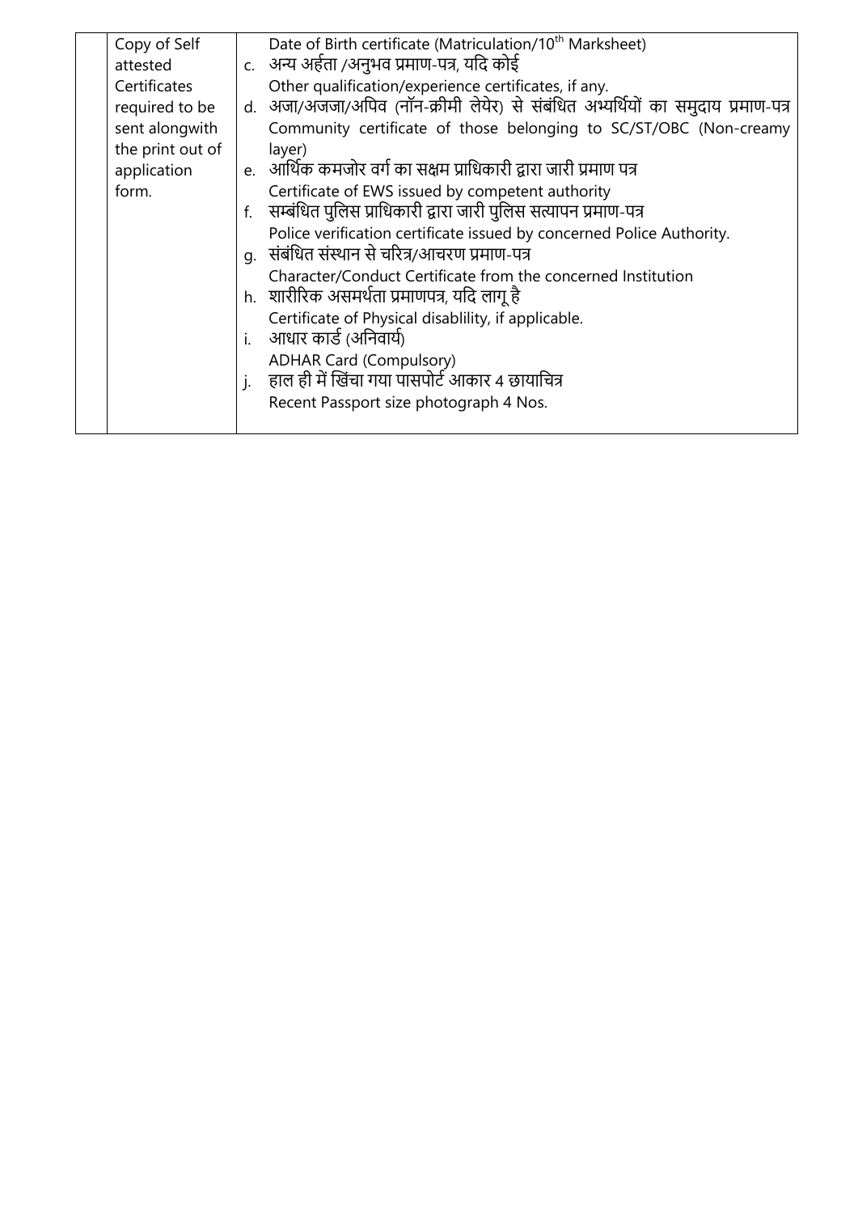| | | |
|---|---|---|
| | Copy of Self attested Certificates required to be sent alongwith the print out of application form. | Date of Birth certificate (Matriculation/10th Marksheet)<br>c. अन्य अर्हता /अनुभव प्रमाण-पत्र, यदि कोई<br>Other qualification/experience certificates, if any.<br>d. अजा/अजजा/अपिव (नॉन-क्रीमी लेयेर) से संबंधित अभ्यर्थियों का समुदाय प्रमाण-पत्र<br>Community certificate of those belonging to SC/ST/OBC (Non-creamy layer)<br>e. आर्थिक कमजोर वर्ग का सक्षम प्राधिकारी द्वारा जारी प्रमाण पत्र<br>Certificate of EWS issued by competent authority<br>f. सम्बंधित पुलिस प्राधिकारी द्वारा जारी पुलिस सत्यापन प्रमाण-पत्र<br>Police verification certificate issued by concerned Police Authority.<br>g. संबंधित संस्थान से चरित्र/आचरण प्रमाण-पत्र<br>Character/Conduct Certificate from the concerned Institution<br>h. शारीरिक असमर्थता प्रमाणपत्र, यदि लागू है<br>Certificate of Physical disablility, if applicable.<br>i. आधार कार्ड (अनिवार्य)<br>ADHAR Card (Compulsory)<br>j. हाल ही में खिंचा गया पासपोर्ट आकार 4 छायाचित्र<br>Recent Passport size photograph 4 Nos. |